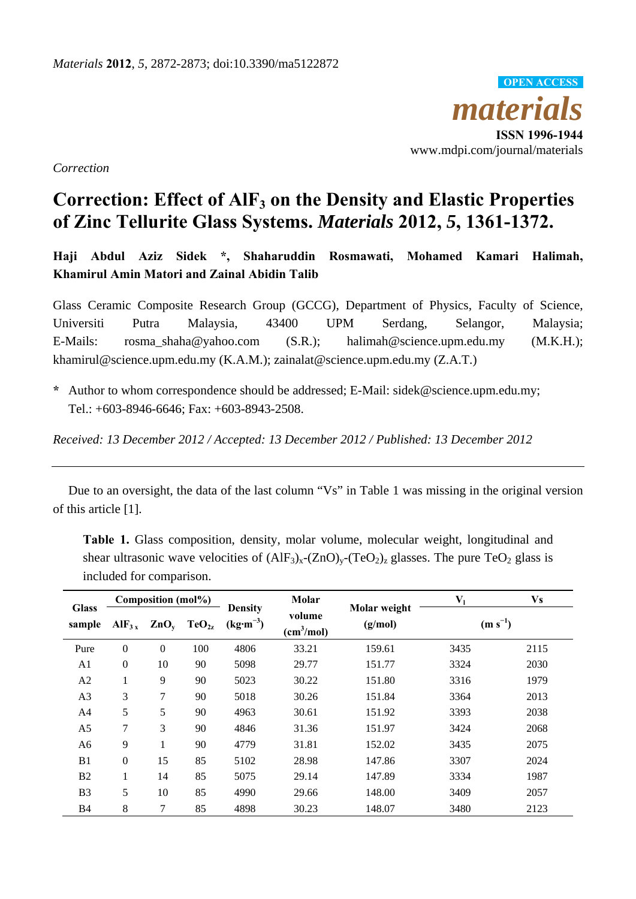*Correction*

# Correction: Effect of $AlF_3$ on the Density and Elastic Properties of Zinc Tellurite Glass Systems. *Materials* 2012, *5*, 1361-1372.

**Haji Abdul Aziz Sidek \*, Shaharuddin Rosmawati, Mohamed Kamari Halimah, Khamirul Amin Matori and Zainal Abidin Talib**

Glass Ceramic Composite Research Group (GCCG), Department of Physics, Faculty of Science, Universiti Putra Malaysia, 43400 UPM Serdang, Selangor, Malaysia; E-Mails: rosma_shaha@yahoo.com (S.R.); halimah@science.upm.edu.my (M.K.H.); khamirul@science.upm.edu.my (K.A.M.); zainalat@science.upm.edu.my (Z.A.T.)

\* Author to whom correspondence should be addressed; E-Mail: sidek@science.upm.edu.my; Tel.: +603-8946-6646; Fax: +603-8943-2508.

*Received: 13 December 2012 / Accepted: 13 December 2012 / Published: 13 December 2012*

---

Due to an oversight, the data of the last column "Vs" in Table 1 was missing in the original version of this article [1].

**Table 1.** Glass composition, density, molar volume, molecular weight, longitudinal and shear ultrasonic wave velocities of $(AlF_3)_x$-$(ZnO)_y$-$(TeO_2)_z$ glasses. The pure $TeO_2$ glass is included for comparison.

| Glass sample | Composition (mol%) | | | Density ($kg{\cdot}m^{-3}$) | Molar volume ($cm^3$/mol) | Molar weight (g/mol) | $V_l$ ($m\ s^{-1}$) | Vs ($m\ s^{-1}$) |
|---|---|---|---|---|---|---|---|---|
| | $AlF_{3x}$ | $ZnO_y$ | $TeO_{2z}$ | | | | | |
| Pure | 0 | 0 | 100 | 4806 | 33.21 | 159.61 | 3435 | 2115 |
| A1 | 0 | 10 | 90 | 5098 | 29.77 | 151.77 | 3324 | 2030 |
| A2 | 1 | 9 | 90 | 5023 | 30.22 | 151.80 | 3316 | 1979 |
| A3 | 3 | 7 | 90 | 5018 | 30.26 | 151.84 | 3364 | 2013 |
| A4 | 5 | 5 | 90 | 4963 | 30.61 | 151.92 | 3393 | 2038 |
| A5 | 7 | 3 | 90 | 4846 | 31.36 | 151.97 | 3424 | 2068 |
| A6 | 9 | 1 | 90 | 4779 | 31.81 | 152.02 | 3435 | 2075 |
| B1 | 0 | 15 | 85 | 5102 | 28.98 | 147.86 | 3307 | 2024 |
| B2 | 1 | 14 | 85 | 5075 | 29.14 | 147.89 | 3334 | 1987 |
| B3 | 5 | 10 | 85 | 4990 | 29.66 | 148.00 | 3409 | 2057 |
| B4 | 8 | 7 | 85 | 4898 | 30.23 | 148.07 | 3480 | 2123 |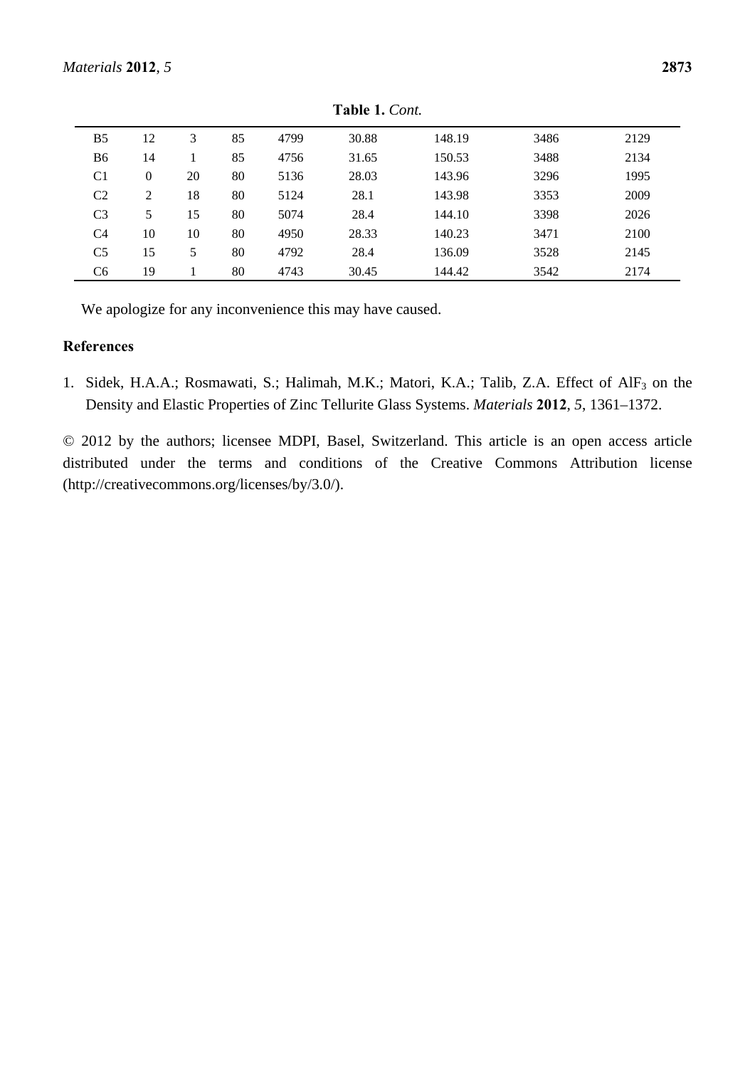**Table 1.** *Cont.*

| | | | | | | | | |
|---|---|---|---|---|---|---|---|---|
| B5 | 12 | 3 | 85 | 4799 | 30.88 | 148.19 | 3486 | 2129 |
| B6 | 14 | 1 | 85 | 4756 | 31.65 | 150.53 | 3488 | 2134 |
| C1 | 0 | 20 | 80 | 5136 | 28.03 | 143.96 | 3296 | 1995 |
| C2 | 2 | 18 | 80 | 5124 | 28.1 | 143.98 | 3353 | 2009 |
| C3 | 5 | 15 | 80 | 5074 | 28.4 | 144.10 | 3398 | 2026 |
| C4 | 10 | 10 | 80 | 4950 | 28.33 | 140.23 | 3471 | 2100 |
| C5 | 15 | 5 | 80 | 4792 | 28.4 | 136.09 | 3528 | 2145 |
| C6 | 19 | 1 | 80 | 4743 | 30.45 | 144.42 | 3542 | 2174 |

We apologize for any inconvenience this may have caused.

## References

1. Sidek, H.A.A.; Rosmawati, S.; Halimah, M.K.; Matori, K.A.; Talib, Z.A. Effect of $AlF_3$ on the Density and Elastic Properties of Zinc Tellurite Glass Systems. *Materials* **2012**, *5*, 1361–1372.

© 2012 by the authors; licensee MDPI, Basel, Switzerland. This article is an open access article distributed under the terms and conditions of the Creative Commons Attribution license (http://creativecommons.org/licenses/by/3.0/).